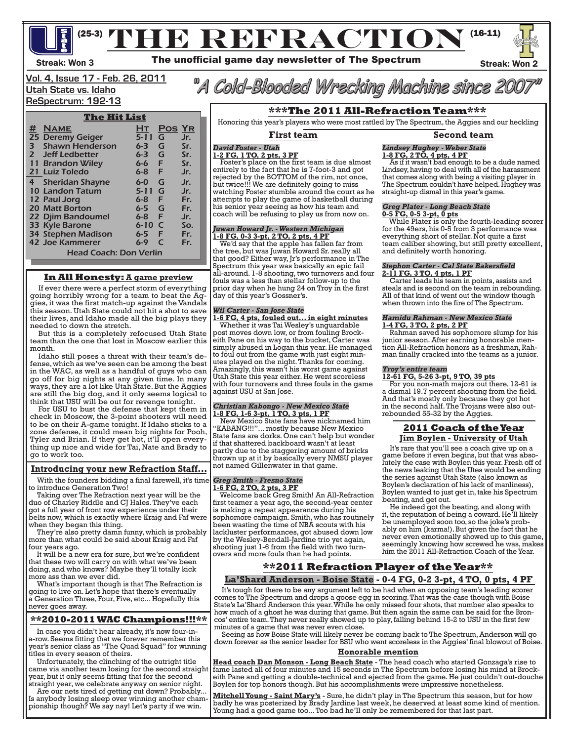(25-3) **THE REFRACTION** (16-11)

Streak: Won 3 — The unofficial game day newsletter of The Spectrum — Streak: Won 2

Vol. 4, Issue 17 - Feb. 26, 2011
Utah State vs. Idaho
ReSpectrum: 192-13

*"A Cold-Blooded Wrecking Machine since 2007"*

## The Hit List

| # | Name | Ht | Pos | Yr |
|---|---|---|---|---|
| 25 | Deremy Geiger | 5-11 | G | Jr. |
| 3 | Shawn Henderson | 6-3 | G | Sr. |
| 2 | Jeff Ledbetter | 6-3 | G | Sr. |
| 11 | Brandon Wiley | 6-6 | F | Sr. |
| 21 | Luiz Toledo | 6-8 | F | Jr. |
| 4 | Sheridan Shayne | 6-0 | G | Jr. |
| 10 | Landon Tatum | 5-11 | G | Jr. |
| 12 | Paul Jorg | 6-8 | F | Fr. |
| 20 | Matt Borton | 6-5 | G | Fr. |
| 22 | Djim Bandoumel | 6-8 | F | Jr. |
| 33 | Kyle Barone | 6-10 | C | So. |
| 34 | Stephen Madison | 6-5 | F | Fr. |
| 42 | Joe Kammerer | 6-9 | C | Fr. |

Head Coach: Don Verlin

## In All Honesty: A game preview

If ever there were a perfect storm of everything going horribly wrong for a team to beat the Aggies, it was the first match-up against the Vandals this season. Utah State could not hit a shot to save their lives, and Idaho made all the big plays they needed to down the stretch.

But this is a completely refocused Utah State team than the one that lost in Moscow earlier this month.

Idaho still poses a threat with their team's defense, which as we've seen can be among the best in the WAC, as well as a handful of guys who can go off for big nights at any given time. In many ways, they are a lot like Utah State. But the Aggies are still the big dog, and it only seems logical to think that USU will be out for revenge tonight.

For USU to bust the defense that kept them in check in Moscow, the 3-point shooters will need to be on their A-game tonight. If Idaho sticks to a zone defense, it could mean big nights for Pooh, Tyler and Brian. If they get hot, it'll open everything up nice and wide for Tai, Nate and Brady to go to work too.

## Introducing your new Refraction Staff...

With the founders bidding a final farewell, it's time to introduce Generation Two!

Taking over The Refraction next year will be the duo of Charley Riddle and CJ Hales. They've each got a full year of front row experience under their belts now, which is exactly where Kraig and Faf were when they began this thing.

They're also pretty damn funny, which is probably more than what could be said about Kraig and Faf four years ago.

It will be a new era for sure, but we're confident that these two will carry on with what we've been doing, and who knows? Maybe they'll totally kick more ass than we ever did.

What's important though is that The Refraction is going to live on. Let's hope that there's eventually a Generation Three, Four, Five, etc... Hopefully this never goes away.

## **2010-2011 WAC Champions!!!**

In case you didn't hear already, it's now four-in-a-row. Seems fitting that we forever remember this year's senior class as "The Quad Squad" for winning titles in every season of theirs.

Unfortunately, the clinching of the outright title came via another team losing for the second straight year, but it only seems fitting that for the second straight year, we celebrate anyway on senior night.

Are our nets tired of getting cut down? Probably... Is anybody losing sleep over winning another championship though? We say nay! Let's party if we win.

## ***The 2011 All-Refraction Team***

Honoring this year's players who were most rattled by The Spectrum, the Aggies and our heckling

### First team

***David Foster - Utah***
**1-2 FG, 1 TO, 2 pts, 3 PF**

Foster's place on the first team is due almost entirely to the fact that he is 7-foot-3 and got rejected by the BOTTOM of the rim, not once, but twice!!! We are definitely going to miss watching Foster stumble around the court as he attempts to play the game of basketball during his senior year seeing as how his team and coach will be refusing to play us from now on.

***Juwan Howard Jr. - Western Michigan***
**1-8 FG, 0-3 3-pt, 2 TO, 2 pts, 4 PF**

We'd say that the apple has fallen far from the tree, but was Juwan Howard Sr. really all that good? Either way, Jr's performance in The Spectrum this year was basically an epic fail all-around. 1-8 shooting, two turnovers and four fouls was a less than stellar follow-up to the prior day when he hung 24 on Troy in the first day of this year's Gossner's.

***Wil Carter - San Jose State***
**1-6 FG, 4 pts, fouled out... in eight minutes**

Whether it was Tai Wesley's unguardable post moves down low, or from fouling Brockeith Pane on his way to the bucket, Carter was simply abused in Logan this year. He managed to foul out from the game with just eight minutes played on the night. Thanks for coming. Amazingly, this wasn't his worst game against Utah State this year either. He went scoreless with four turnovers and three fouls in the game against USU at San Jose.

***Christian Kabongo - New Mexico State***
**1-8 FG, 1-6 3-pt, 1 TO, 3 pts, 1 PF**

New Mexico State fans have nicknamed him "KABANG!!!"... mostly because New Mexico State fans are dorks. One can't help but wonder if that shattered backboard wasn't at least partly due to the staggering amount of bricks thrown up at it by basically every NMSU player not named Gillenwater in that game.

***Greg Smith - Fresno State***
**1-6 FG, 2 TO, 2 pts, 3 PF**

Welcome back Greg Smith! An All-Refraction first teamer a year ago, the second-year center is making a repeat appearance during his sophomore campaign. Smith, who has routinely been wasting the time of NBA scouts with his lackluster performances, got abused down low by the Wesley-Bendall-Jardine trio yet again, shooting just 1-6 from the field with two turnovers and more fouls than he had points.

### Second team

***Lindsey Hughey - Weber State***
**1-8 FG, 2 TO, 4 pts, 4 PF**

As if it wasn't bad enough to be a dude named Lindsey, having to deal with all of the harassment that comes along with being a visiting player in The Spectrum couldn't have helped. Hughey was straight-up dismal in this year's game.

***Greg Plater - Long Beach State***
**0-5 FG, 0-5 3-pt, 0 pts**

While Plater is only the fourth-leading scorer for the 49ers, his 0-5 from 3 performance was everything short of stellar. Not quite a first team caliber showing, but still pretty excellent, and definitely worth honoring.

***Stephon Carter - Cal State Bakersfield***
**2-11 FG, 3 TO, 4 pts, 1 PF**

Carter leads his team in points, assists and steals and is second on the team in rebounding. All of that kind of went out the window though when thrown into the fire of The Spectrum.

***Hamidu Rahman - New Mexico State***
**1-4 FG, 3 TO, 2 pts, 2 PF**

Rahman saved his sophomore slump for his junior season. After earning honorable mention All-Refraction honors as a freshman, Rahman finally cracked into the teams as a junior.

***Troy's entire team***
**12-61 FG, 5-26 3-pt, 9 TO, 39 pts**

For you non-math majors out there, 12-61 is a dismal 19.7 percent shooting from the field. And that's mostly only because they got hot in the second half. The Trojans were also outrebounded 55-32 by the Aggies.

### 2011 Coach of the Year
**Jim Boylen - University of Utah**

It's rare that you'll see a coach give up on a game before it even begins, but that was absolutely the case with Boylen this year. Fresh off of the news leaking that the Utes would be ending the series against Utah State (also known as Boylen's declaration of his lack of manliness), Boylen wanted to just get in, take his Spectrum beating, and get out.

He indeed got the beating, and along with it, the reputation of being a coward. He'll likely be unemployed soon too, so the joke's probably on him (karma!). But given the fact that he never even emotionally showed up to this game, seemingly knowing how screwed he was, makes him the 2011 All-Refraction Coach of the Year.

## **2011 Refraction Player of the Year**

**La'Shard Anderson - Boise State - 0-4 FG, 0-2 3-pt, 4 TO, 0 pts, 4 PF**

It's tough for there to be any argument left to be had when an opposing team's leading scorer comes to The Spectrum and drops a goose egg in scoring. That was the case though with Boise State's La'Shard Anderson this year. While he only missed four shots, that number also speaks to how much of a ghost he was during that game. But then again the same can be said for the Broncos' entire team. They never really showed up to play, falling behind 15-2 to USU in the first few minutes of a game that was never even close.

Seeing as how Boise State will likely never be coming back to The Spectrum, Anderson will go down forever as the senior leader for BSU who went scoreless in the Aggies' final blowout of Boise.

### Honorable mention

**Head coach Dan Monson - Long Beach State** - The head coach who started Gonzaga's rise to fame lasted all of four minutes and 15 seconds in The Spectrum before losing his mind at Brockeith Pane and getting a double-technical and ejected from the game. He just couldn't out-douche Boylen for top honors though. But his accomplishments were impressive nonetheless.

**Mitchell Young - Saint Mary's** - Sure, he didn't play in The Spectrum this season, but for how badly he was posterized by Brady Jardine last week, he deserved at least some kind of mention. Young had a good game too... Too bad he'll only be remembered for that last part.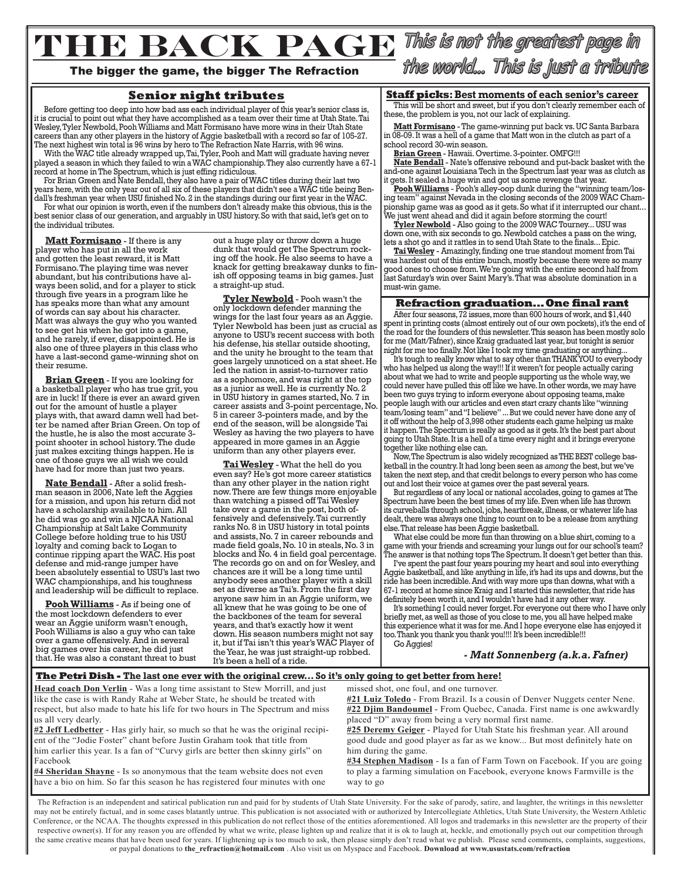# THE BACK PAGE

**The bigger the game, the bigger The Refraction**

*This is not the greatest page in the world... This is just a tribute*

## Senior night tributes

Before getting too deep into how bad ass each individual player of this year's senior class is, it is crucial to point out what they have accomplished as a team over their time at Utah State. Tai Wesley, Tyler Newbold, Pooh Williams and Matt Formisano have more wins in their Utah State careers than any other players in the history of Aggie basketball with a record so far of 105-27. The next highest win total is 96 wins by hero to The Refraction Nate Harris, with 96 wins.

With the WAC title already wrapped up, Tai, Tyler, Pooh and Matt will graduate having never played a season in which they failed to win a WAC championship. They also currently have a 67-1 record at home in The Spectrum, which is just effing ridiculous.

For Brian Green and Nate Bendall, they also have a pair of WAC titles during their last two years here, with the only year out of all six of these players that didn't see a WAC title being Bendall's freshman year when USU finished No. 2 in the standings during our first year in the WAC.

For what our opinion is worth, even if the numbers don't already make this obvious, this is the best senior class of our generation, and arguably in USU history. So with that said, let's get on to the individual tributes.

**Matt Formisano** - If there is any player who has put in all the work and gotten the least reward, it is Matt Formisano. The playing time was never abundant, but his contributions have always been solid, and for a player to stick through five years in a program like he has speaks more than what any amount of words can say about his character. Matt was always the guy who you wanted to see get his when he got into a game, and he rarely, if ever, disappointed. He is also one of three players in this class who have a last-second game-winning shot on their resume.

**Brian Green** - If you are looking for a basketball player who has true grit, you are in luck! If there is ever an award given out for the amount of hustle a player plays with, that award damn well had better be named after Brian Green. On top of the hustle, he is also the most accurate 3-point shooter in school history. The dude just makes exciting things happen. He is one of those guys we all wish we could have had for more than just two years.

**Nate Bendall** - After a solid freshman season in 2006, Nate left the Aggies for a mission, and upon his return did not have a scholarship available to him. All he did was go and win a NJCAA National Championship at Salt Lake Community College before holding true to his USU loyalty and coming back to Logan to continue ripping apart the WAC. His post defense and mid-range jumper have been absolutely essential to USU's last two WAC championships, and his toughness and leadership will be difficult to replace.

**Pooh Williams** - As if being one of the most lockdown defenders to ever wear an Aggie uniform wasn't enough, Pooh Williams is also a guy who can take over a game offensively. And in several big games over his career, he did just that. He was also a constant threat to bust out a huge play or throw down a huge dunk that would get The Spectrum rocking off the hook. He also seems to have a knack for getting breakaway dunks to finish off opposing teams in big games. Just a straight-up stud.

**Tyler Newbold** - Pooh wasn't the only lockdown defender manning the wings for the last four years as an Aggie. Tyler Newbold has been just as crucial as anyone to USU's recent success with both his defense, his stellar outside shooting, and the unity he brought to the team that goes largely unnoticed on a stat sheet. He led the nation in assist-to-turnover ratio as a sophomore, and was right at the top as a junior as well. He is currently No. 2 in USU history in games started, No. 7 in career assists and 3-point percentage, No. 5 in career 3-pointers made, and by the end of the season, will be alongside Tai Wesley as having the two players to have appeared in more games in an Aggie uniform than any other players ever.

**Tai Wesley** - What the hell do you even say? He's got more career statistics than any other player in the nation right now. There are few things more enjoyable than watching a pissed off Tai Wesley take over a game in the post, both offensively and defensively. Tai currently ranks No. 8 in USU history in total points and assists, No. 7 in career rebounds and made field goals, No. 10 in steals, No. 3 in blocks and No. 4 in field goal percentage. The records go on and on for Wesley, and chances are it will be a long time until anybody sees another player with a skill set as diverse as Tai's. From the first day anyone saw him in an Aggie uniform, we all knew that he was going to be one of the backbones of the team for several years, and that's exactly how it went down. His season numbers might not say it, but if Tai isn't this year's WAC Player of the Year, he was just straight-up robbed. It's been a hell of a ride.

## Staff picks: Best moments of each senior's career

This will be short and sweet, but if you don't clearly remember each of these, the problem is you, not our lack of explaining.

**Matt Formisano** - The game-winning put back vs. UC Santa Barbara in 08-09. It was a hell of a game that Matt won in the clutch as part of a school record 30-win season.

**Brian Green** - Hawaii. Overtime. 3-pointer. OMFG!!!

**Nate Bendall** - Nate's offensive rebound and put-back basket with the and-one against Louisiana Tech in the Spectrum last year was as clutch as it gets. It sealed a huge win and got us some revenge that year.

**Pooh Williams** - Pooh's alley-oop dunk during the "winning team/losing team" against Nevada in the closing seconds of the 2009 WAC Championship game was as good as it gets. So what if it interrupted our chant... We just went ahead and did it again before storming the court!

**Tyler Newbold** - Also going to the 2009 WAC Tourney... USU was down one, with six seconds to go. Newbold catches a pass on the wing, lets a shot go and it rattles in to send Utah State to the finals... Epic.

**Tai Wesley** - Amazingly, finding one true standout moment from Tai was hardest out of this entire bunch, mostly because there were so many good ones to choose from. We're going with the entire second half from last Saturday's win over Saint Mary's. That was absolute domination in a must-win game.

## Refraction graduation... One final rant

After four seasons, 72 issues, more than 600 hours of work, and $1,440 spent in printing costs (almost entirely out of our own pockets), it's the end of the road for the founders of this newsletter. This season has been mostly solo for me (Matt/Fafner), since Kraig graduated last year, but tonight is senior night for me too finally. Not like I took my time graduating or anything...

It's tough to really know what to say other than THANK YOU to everybody who has helped us along the way!!! If it weren't for people actually caring about what we had to write and people supporting us the whole way, we could never have pulled this off like we have. In other words, we may have been two guys trying to inform everyone about opposing teams, make people laugh with our articles and even start crazy chants like "winning team/losing team" and "I believe" ... But we could never have done any of it off without the help of 3,998 other students each game helping us make it happen. The Spectrum is really as good as it gets. It's the best part about going to Utah State. It is a hell of a time every night and it brings everyone together like nothing else can.

Now, The Spectrum is also widely recognized as THE BEST college basketball in the country. It had long been seen as *among* the best, but we've taken the next step, and that credit belongs to every person who has come out and lost their voice at games over the past several years.

But regardless of any local or national accolades, going to games at The Spectrum have been the best times of my life. Even when life has thrown its curveballs through school, jobs, heartbreak, illness, or whatever life has dealt, there was always one thing to count on to be a release from anything else. That release has been Aggie basketball.

What else could be more fun than throwing on a blue shirt, coming to a game with your friends and screaming your lungs out for our school's team? The answer is that nothing tops The Spectrum. It doesn't get better than this.

I've spent the past four years pouring my heart and soul into everything Aggie basketball, and like anything in life, it's had its ups and downs, but the ride has been incredible. And with way more ups than downs, what with a 67-1 record at home since Kraig and I started this newsletter, that ride has definitely been worth it, and I wouldn't have had it any other way.

It's something I could never forget. For everyone out there who I have only briefly met, as well as those of you close to me, you all have helped make this experience what it was for me. And I hope everyone else has enjoyed it too. Thank you thank you thank you!!!! It's been incredible!!!

Go Aggies!

***- Matt Sonnenberg (a.k.a. Fafner)***

## The Petri Dish - The last one ever with the original crew... So it's only going to get better from here!

**Head coach Don Verlin** - Was a long time assistant to Stew Morrill, and just like the case is with Randy Rahe at Weber State, he should be treated with respect, but also made to hate his life for two hours in The Spectrum and miss us all very dearly.

**#2 Jeff Ledbetter** - Has girly hair, so much so that he was the original recipient of the "Jodie Foster" chant before Justin Graham took that title from him earlier this year. Is a fan of "Curvy girls are better then skinny girls" on Facebook

**#4 Sheridan Shayne** - Is so anonymous that the team website does not even have a bio on him. So far this season he has registered four minutes with one missed shot, one foul, and one turnover.

**#21 Luiz Toledo** - From Brazil. Is a cousin of Denver Nuggets center Nene.

**#22 Djim Bandoumel** - From Quebec, Canada. First name is one awkwardly placed "D" away from being a very normal first name.

**#25 Deremy Geiger** - Played for Utah State his freshman year. All around good dude and good player as far as we know... But most definitely hate on him during the game.

**#34 Stephen Madison** - Is a fan of Farm Town on Facebook. If you are going to play a farming simulation on Facebook, everyone knows Farmville is the way to go

The Refraction is an independent and satirical publication run and paid for by students of Utah State University. For the sake of parody, satire, and laughter, the writings in this newsletter may not be entirely factual, and in some cases blatantly untrue. This publication is not associated with or authorized by Intercollegiate Athletics, Utah State University, the Western Athletic Conference, or the NCAA. The thoughts expressed in this publication do not reflect those of the entities aforementioned. All logos and trademarks in this newsletter are the property of their respective owner(s). If for any reason you are offended by what we write, please lighten up and realize that it is ok to laugh at, heckle, and emotionally psych out our competition through the same creative means that have been used for years. If lightening up is too much to ask, then please simply don't read what we publish. Please send comments, complaints, suggestions, or paypal donations to **the_refraction@hotmail.com** . Also visit us on Myspace and Facebook. **Download at www.usustats.com/refraction**